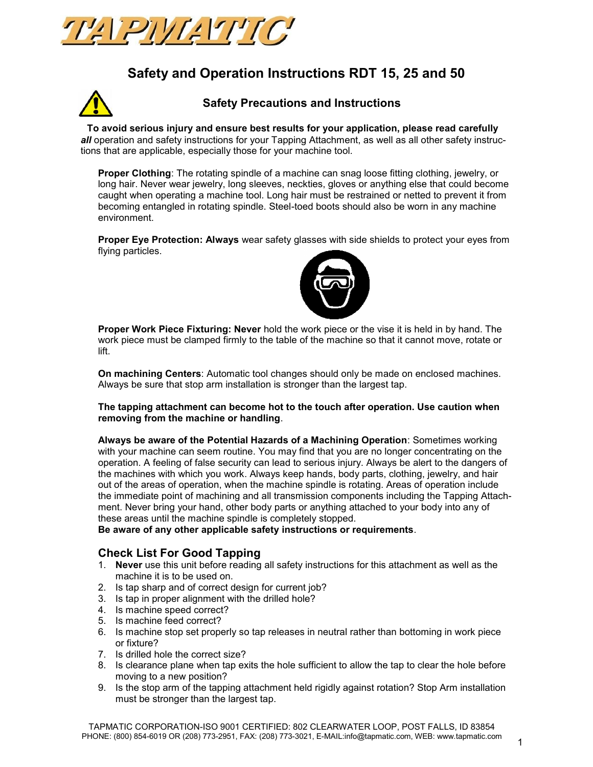# TAPMATIC

## Safety and Operation Instructions RDT 15, 25 and 50

### Safety Precautions and Instructions

**To avoid serious injury and ensure best results for your application, please read carefully *all*** operation and safety instructions for your Tapping Attachment, as well as all other safety instructions that are applicable, especially those for your machine tool.

**Proper Clothing**: The rotating spindle of a machine can snag loose fitting clothing, jewelry, or long hair. Never wear jewelry, long sleeves, neckties, gloves or anything else that could become caught when operating a machine tool. Long hair must be restrained or netted to prevent it from becoming entangled in rotating spindle. Steel-toed boots should also be worn in any machine environment.

**Proper Eye Protection: Always** wear safety glasses with side shields to protect your eyes from flying particles.

**Proper Work Piece Fixturing: Never** hold the work piece or the vise it is held in by hand. The work piece must be clamped firmly to the table of the machine so that it cannot move, rotate or lift.

**On machining Centers**: Automatic tool changes should only be made on enclosed machines. Always be sure that stop arm installation is stronger than the largest tap.

**The tapping attachment can become hot to the touch after operation. Use caution when removing from the machine or handling**.

**Always be aware of the Potential Hazards of a Machining Operation**: Sometimes working with your machine can seem routine. You may find that you are no longer concentrating on the operation. A feeling of false security can lead to serious injury. Always be alert to the dangers of the machines with which you work. Always keep hands, body parts, clothing, jewelry, and hair out of the areas of operation, when the machine spindle is rotating. Areas of operation include the immediate point of machining and all transmission components including the Tapping Attachment. Never bring your hand, other body parts or anything attached to your body into any of these areas until the machine spindle is completely stopped.
**Be aware of any other applicable safety instructions or requirements**.

## Check List For Good Tapping

1. **Never** use this unit before reading all safety instructions for this attachment as well as the machine it is to be used on.
2. Is tap sharp and of correct design for current job?
3. Is tap in proper alignment with the drilled hole?
4. Is machine speed correct?
5. Is machine feed correct?
6. Is machine stop set properly so tap releases in neutral rather than bottoming in work piece or fixture?
7. Is drilled hole the correct size?
8. Is clearance plane when tap exits the hole sufficient to allow the tap to clear the hole before moving to a new position?
9. Is the stop arm of the tapping attachment held rigidly against rotation? Stop Arm installation must be stronger than the largest tap.

TAPMATIC CORPORATION-ISO 9001 CERTIFIED: 802 CLEARWATER LOOP, POST FALLS, ID 83854
PHONE: (800) 854-6019 OR (208) 773-2951, FAX: (208) 773-3021, E-MAIL:info@tapmatic.com, WEB: www.tapmatic.com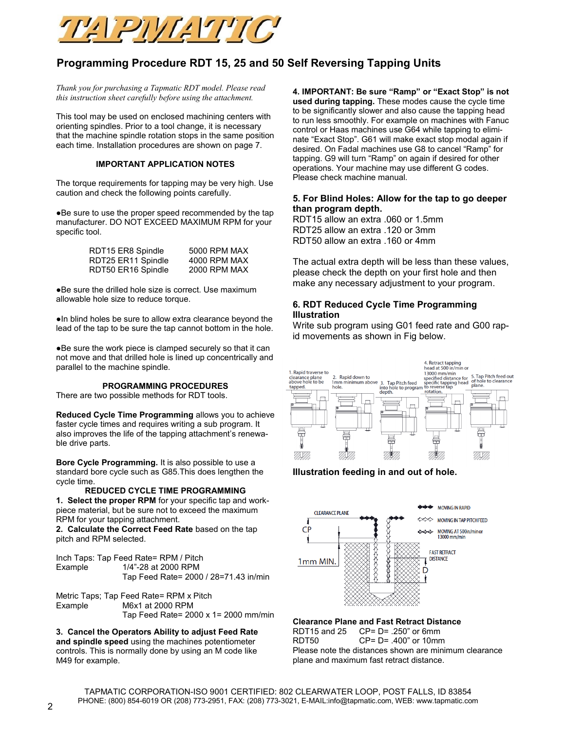# Programming Procedure RDT 15, 25 and 50 Self Reversing Tapping Units

*Thank you for purchasing a Tapmatic RDT model. Please read this instruction sheet carefully before using the attachment.*

This tool may be used on enclosed machining centers with orienting spindles. Prior to a tool change, it is necessary that the machine spindle rotation stops in the same position each time. Installation procedures are shown on page 7.

### IMPORTANT APPLICATION NOTES

The torque requirements for tapping may be very high. Use caution and check the following points carefully.

● Be sure to use the proper speed recommended by the tap manufacturer. DO NOT EXCEED MAXIMUM RPM for your specific tool.

| | |
|---|---|
| RDT15 ER8 Spindle | 5000 RPM MAX |
| RDT25 ER11 Spindle | 4000 RPM MAX |
| RDT50 ER16 Spindle | 2000 RPM MAX |

● Be sure the drilled hole size is correct. Use maximum allowable hole size to reduce torque.

● In blind holes be sure to allow extra clearance beyond the lead of the tap to be sure the tap cannot bottom in the hole.

● Be sure the work piece is clamped securely so that it can not move and that drilled hole is lined up concentrically and parallel to the machine spindle.

### PROGRAMMING PROCEDURES

There are two possible methods for RDT tools.

**Reduced Cycle Time Programming** allows you to achieve faster cycle times and requires writing a sub program. It also improves the life of the tapping attachment's renewable drive parts.

**Bore Cycle Programming.** It is also possible to use a standard bore cycle such as G85.This does lengthen the cycle time.

### REDUCED CYCLE TIME PROGRAMMING

**1. Select the proper RPM** for your specific tap and workpiece material, but be sure not to exceed the maximum RPM for your tapping attachment.

**2. Calculate the Correct Feed Rate** based on the tap pitch and RPM selected.

Inch Taps: Tap Feed Rate= RPM / Pitch
Example 1/4"-28 at 2000 RPM
Tap Feed Rate= 2000 / 28=71.43 in/min

Metric Taps; Tap Feed Rate= RPM x Pitch
Example M6x1 at 2000 RPM
Tap Feed Rate= 2000 x 1= 2000 mm/min

**3. Cancel the Operators Ability to adjust Feed Rate and spindle speed** using the machines potentiometer controls. This is normally done by using an M code like M49 for example.

**4. IMPORTANT: Be sure "Ramp" or "Exact Stop" is not used during tapping.** These modes cause the cycle time to be significantly slower and also cause the tapping head to run less smoothly. For example on machines with Fanuc control or Haas machines use G64 while tapping to eliminate "Exact Stop". G61 will make exact stop modal again if desired. On Fadal machines use G8 to cancel "Ramp" for tapping. G9 will turn "Ramp" on again if desired for other operations. Your machine may use different G codes. Please check machine manual.

**5. For Blind Holes: Allow for the tap to go deeper than program depth.**

RDT15 allow an extra .060 or 1.5mm
RDT25 allow an extra .120 or 3mm
RDT50 allow an extra .160 or 4mm

The actual extra depth will be less than these values, please check the depth on your first hole and then make any necessary adjustment to your program.

**6. RDT Reduced Cycle Time Programming Illustration**

Write sub program using G01 feed rate and G00 rapid movements as shown in Fig below.

1. Rapid traverse to clearance plane above hole to be tapped.
2. Rapid down to 1mm minimum above hole.
3. Tap Pitch feed into hole to program depth.
4. Retract tapping head at 500 in/min or 13000 mm/min specified distance for specific tapping head to reverse tap rotation.
5. Tap Pitch feed out of hole to clearance plane.

**Illustration feeding in and out of hole.**

CLEARANCE PLANE, CP, 1mm MIN., FAST RETRACT DISTANCE, D
MOVING IN RAPID
MOVING IN TAP PITCH FEED
MOVING AT 500in/min or 13000 mm/min

**Clearance Plane and Fast Retract Distance**

RDT15 and 25 CP= D= .250" or 6mm
RDT50 CP= D= .400" or 10mm

Please note the distances shown are minimum clearance plane and maximum fast retract distance.

TAPMATIC CORPORATION-ISO 9001 CERTIFIED: 802 CLEARWATER LOOP, POST FALLS, ID 83854
PHONE: (800) 854-6019 OR (208) 773-2951, FAX: (208) 773-3021, E-MAIL:info@tapmatic.com, WEB: www.tapmatic.com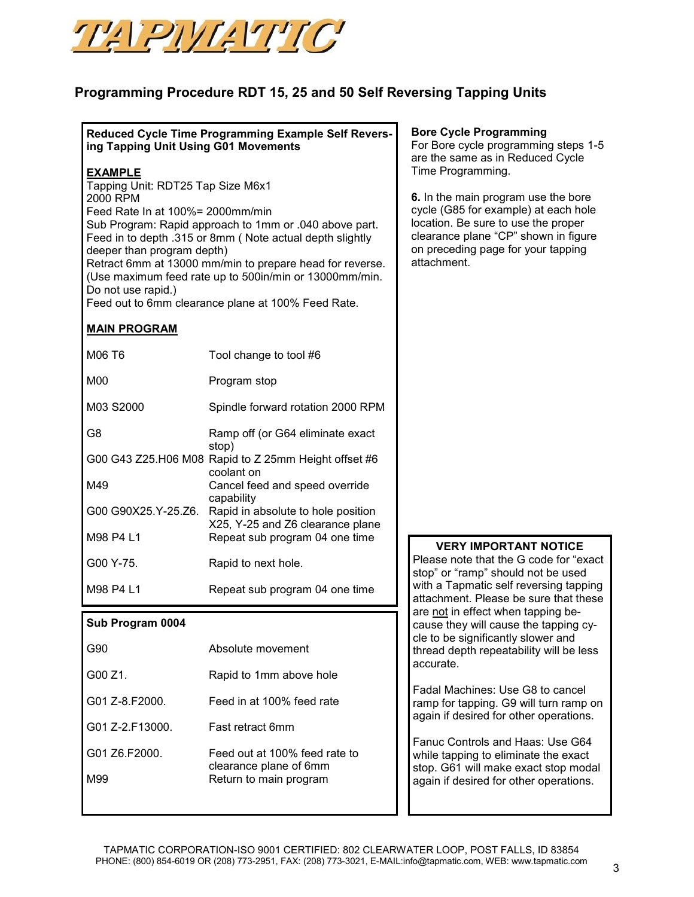TAPMATIC

## Programming Procedure RDT 15, 25 and 50 Self Reversing Tapping Units

### Reduced Cycle Time Programming Example Self Reversing Tapping Unit Using G01 Movements

**EXAMPLE**

Tapping Unit: RDT25 Tap Size M6x1
2000 RPM
Feed Rate In at 100%= 2000mm/min
Sub Program: Rapid approach to 1mm or .040 above part.
Feed in to depth .315 or 8mm ( Note actual depth slightly deeper than program depth)
Retract 6mm at 13000 mm/min to prepare head for reverse. (Use maximum feed rate up to 500in/min or 13000mm/min. Do not use rapid.)
Feed out to 6mm clearance plane at 100% Feed Rate.

**MAIN PROGRAM**

| | |
|---|---|
| M06 T6 | Tool change to tool #6 |
| M00 | Program stop |
| M03 S2000 | Spindle forward rotation 2000 RPM |
| G8 | Ramp off (or G64 eliminate exact stop) |
| G00 G43 Z25.H06 M08 | Rapid to Z 25mm Height offset #6 coolant on |
| M49 | Cancel feed and speed override capability |
| G00 G90X25.Y-25.Z6. | Rapid in absolute to hole position X25, Y-25 and Z6 clearance plane |
| M98 P4 L1 | Repeat sub program 04 one time |
| G00 Y-75. | Rapid to next hole. |
| M98 P4 L1 | Repeat sub program 04 one time |

**Sub Program 0004**

| | |
|---|---|
| G90 | Absolute movement |
| G00 Z1. | Rapid to 1mm above hole |
| G01 Z-8.F2000. | Feed in at 100% feed rate |
| G01 Z-2.F13000. | Fast retract 6mm |
| G01 Z6.F2000. | Feed out at 100% feed rate to clearance plane of 6mm |
| M99 | Return to main program |

### Bore Cycle Programming

For Bore cycle programming steps 1-5 are the same as in Reduced Cycle Time Programming.

**6.** In the main program use the bore cycle (G85 for example) at each hole location. Be sure to use the proper clearance plane "CP" shown in figure on preceding page for your tapping attachment.

### VERY IMPORTANT NOTICE

Please note that the G code for "exact stop" or "ramp" should not be used with a Tapmatic self reversing tapping attachment. Please be sure that these are not in effect when tapping because they will cause the tapping cycle to be significantly slower and thread depth repeatability will be less accurate.

Fadal Machines: Use G8 to cancel ramp for tapping. G9 will turn ramp on again if desired for other operations.

Fanuc Controls and Haas: Use G64 while tapping to eliminate the exact stop. G61 will make exact stop modal again if desired for other operations.

TAPMATIC CORPORATION-ISO 9001 CERTIFIED: 802 CLEARWATER LOOP, POST FALLS, ID 83854
PHONE: (800) 854-6019 OR (208) 773-2951, FAX: (208) 773-3021, E-MAIL:info@tapmatic.com, WEB: www.tapmatic.com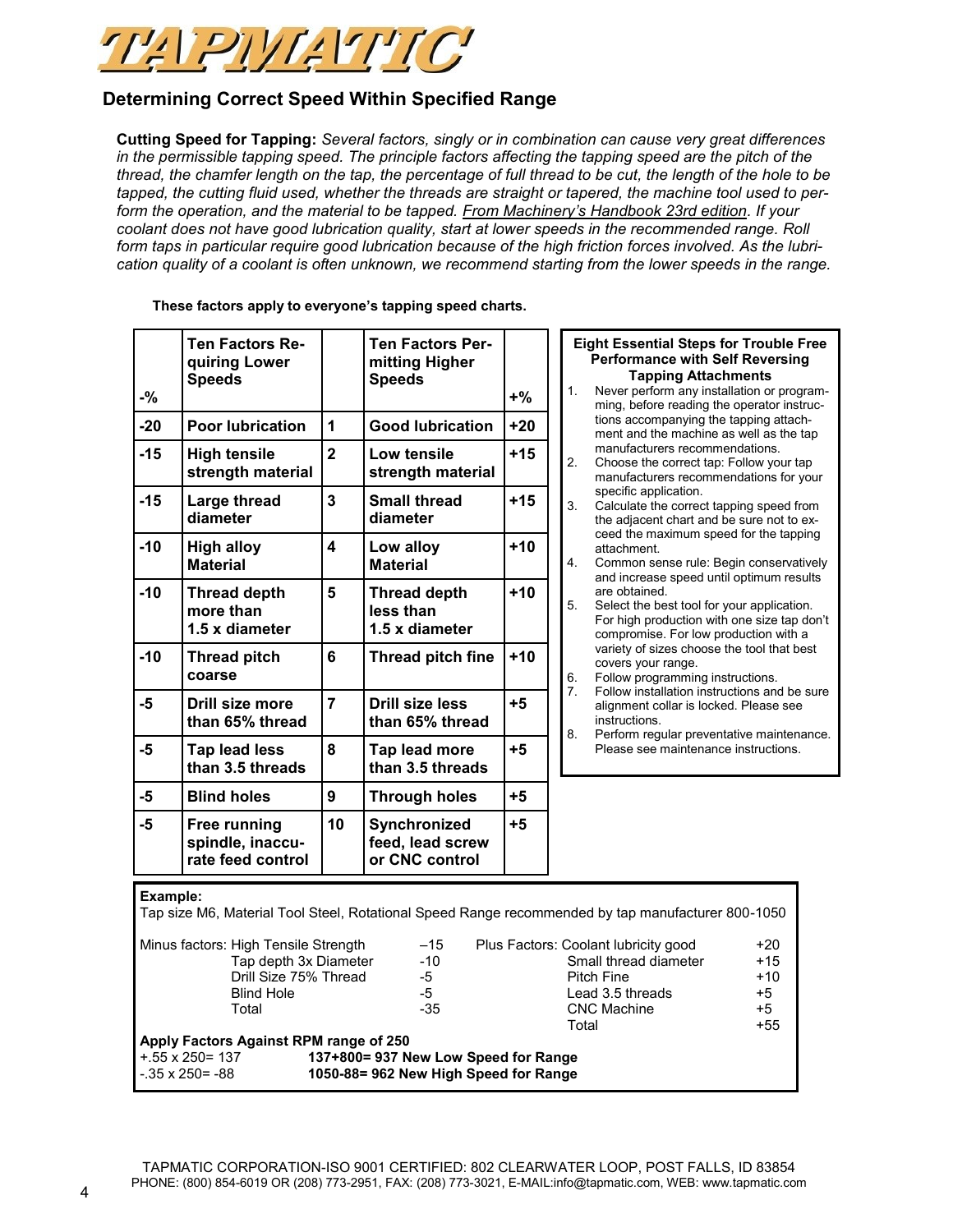# TAPMATIC

## Determining Correct Speed Within Specified Range

**Cutting Speed for Tapping:** *Several factors, singly or in combination can cause very great differences in the permissible tapping speed. The principle factors affecting the tapping speed are the pitch of the thread, the chamfer length on the tap, the percentage of full thread to be cut, the length of the hole to be tapped, the cutting fluid used, whether the threads are straight or tapered, the machine tool used to perform the operation, and the material to be tapped. From Machinery's Handbook 23rd edition. If your coolant does not have good lubrication quality, start at lower speeds in the recommended range. Roll form taps in particular require good lubrication because of the high friction forces involved. As the lubrication quality of a coolant is often unknown, we recommend starting from the lower speeds in the range.*

**These factors apply to everyone's tapping speed charts.**

| -% | Ten Factors Requiring Lower Speeds | | Ten Factors Permitting Higher Speeds | +% |
|---|---|---|---|---|
| -20 | Poor lubrication | 1 | Good lubrication | +20 |
| -15 | High tensile strength material | 2 | Low tensile strength material | +15 |
| -15 | Large thread diameter | 3 | Small thread diameter | +15 |
| -10 | High alloy Material | 4 | Low alloy Material | +10 |
| -10 | Thread depth more than 1.5 x diameter | 5 | Thread depth less than 1.5 x diameter | +10 |
| -10 | Thread pitch coarse | 6 | Thread pitch fine | +10 |
| -5 | Drill size more than 65% thread | 7 | Drill size less than 65% thread | +5 |
| -5 | Tap lead less than 3.5 threads | 8 | Tap lead more than 3.5 threads | +5 |
| -5 | Blind holes | 9 | Through holes | +5 |
| -5 | Free running spindle, inaccurate feed control | 10 | Synchronized feed, lead screw or CNC control | +5 |

### Eight Essential Steps for Trouble Free Performance with Self Reversing Tapping Attachments

1. Never perform any installation or programming, before reading the operator instructions accompanying the tapping attachment and the machine as well as the tap manufacturers recommendations.
2. Choose the correct tap: Follow your tap manufacturers recommendations for your specific application.
3. Calculate the correct tapping speed from the adjacent chart and be sure not to exceed the maximum speed for the tapping attachment.
4. Common sense rule: Begin conservatively and increase speed until optimum results are obtained.
5. Select the best tool for your application. For high production with one size tap don't compromise. For low production with a variety of sizes choose the tool that best covers your range.
6. Follow programming instructions.
7. Follow installation instructions and be sure alignment collar is locked. Please see instructions.
8. Perform regular preventative maintenance. Please see maintenance instructions.

**Example:**
Tap size M6, Material Tool Steel, Rotational Speed Range recommended by tap manufacturer 800-1050

| Minus factors: | | Plus Factors: | |
|---|---|---|---|
| High Tensile Strength | –15 | Coolant lubricity good | +20 |
| Tap depth 3x Diameter | -10 | Small thread diameter | +15 |
| Drill Size 75% Thread | -5 | Pitch Fine | +10 |
| Blind Hole | -5 | Lead 3.5 threads | +5 |
| Total | -35 | CNC Machine | +5 |
| | | Total | +55 |

**Apply Factors Against RPM range of 250**

+.55 x 250= 137 — **137+800= 937 New Low Speed for Range**

-.35 x 250= -88 — **1050-88= 962 New High Speed for Range**

TAPMATIC CORPORATION-ISO 9001 CERTIFIED: 802 CLEARWATER LOOP, POST FALLS, ID 83854
PHONE: (800) 854-6019 OR (208) 773-2951, FAX: (208) 773-3021, E-MAIL:info@tapmatic.com, WEB: www.tapmatic.com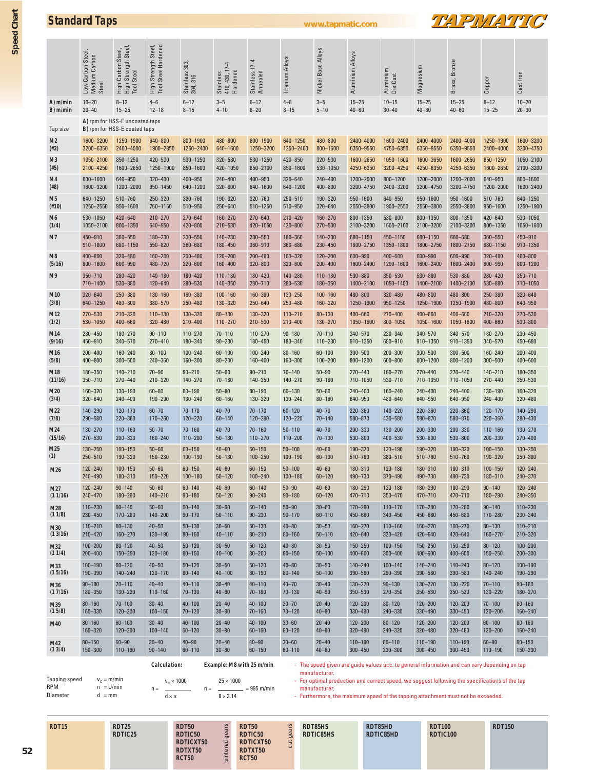# Standard Taps

www.tapmatic.com

| | Low Carbon Steel, Medium Carbon Steel | High Carbon Steel, High Strength Steel, Tool Steel | High Strength Steel, Tool Steel Hardened | Stainless 303, 304, 316 | Stainless 410, 430, 17-4 Hardened | Stainless 17-4 Annealed | Titanium Alloys | Nickel Base Alloys | Aluminium Alloys | Aluminium Die Cast | Magnesium | Brass, Bronze | Copper | Cast Iron |
|---|---|---|---|---|---|---|---|---|---|---|---|---|---|---|
| **A) m/min** | 10–20 | 8–12 | 4–6 | 6–12 | 3–5 | 6–12 | 4–8 | 3–5 | 15–25 | 10–15 | 15–25 | 15–25 | 8–12 | 10–20 |
| **B) m/min** | 20–40 | 15–25 | 12–18 | 8–15 | 4–10 | 8–20 | 8–15 | 5–10 | 40–60 | 30–40 | 40–60 | 40–60 | 15–25 | 20–30 |
| Tap size | **A)** rpm for HSS-E uncoated taps<br>**B)** rpm for HSS-E coated taps | | | | | | | | | | | | | |
| M 2 (#2) | 1600–3200<br>3200–6350 | 1250–1900<br>2400–4000 | 640–800<br>1900–2850 | 800–1900<br>1250–2400 | 480–800<br>640–1600 | 800–1900<br>1250–3200 | 640–1250<br>1250–2400 | 480–800<br>800–1600 | 2400–4000<br>6350–9550 | 1600–2400<br>4750–6350 | 2400–4000<br>6350–9550 | 2400–4000<br>6350–9550 | 1250–1900<br>2400–4000 | 1600–3200<br>3200–4750 |
| M 3 (#5) | 1050–2100<br>2100–4250 | 850–1250<br>1600–2650 | 420–530<br>1250–1900 | 530–1250<br>850–1600 | 320–530<br>420–1050 | 530–1250<br>850–2100 | 420–850<br>850–1600 | 320–530<br>530–1050 | 1600–2650<br>4250–6350 | 1050–1600<br>3200–4250 | 1600–2650<br>4250–6350 | 1600–2650<br>4250–6350 | 850–1250<br>1600–2650 | 1050–2100<br>2100–3200 |
| M 4 (#8) | 800–1600<br>1600–3200 | 640–950<br>1200–2000 | 320–400<br>950–1450 | 400–950<br>640–1200 | 240–400<br>320–800 | 400–950<br>640–1600 | 320–640<br>640–1200 | 240–400<br>400–800 | 1200–2000<br>3200–4750 | 800–1200<br>2400–3200 | 1200–2000<br>3200–4750 | 1200–2000<br>3200–4750 | 640–950<br>1200–2000 | 800–1600<br>1600–2400 |
| M 5 (#10) | 640–1250<br>1250–2550 | 510–760<br>950–1600 | 250–320<br>760–1150 | 320–760<br>510–950 | 190–320<br>250–640 | 320–760<br>510–1250 | 250–510<br>510–950 | 190–320<br>320–640 | 950–1600<br>2550–3800 | 640–950<br>1900–2550 | 950–1600<br>2550–3800 | 950–1600<br>2550–3800 | 510–760<br>950–1600 | 640–1250<br>1250–1900 |
| M 6 (1/4) | 530–1050<br>1050–2100 | 420–640<br>800–1350 | 210–270<br>640–950 | 270–640<br>420–800 | 160–270<br>210–530 | 270–640<br>420–1050 | 210–420<br>420–800 | 160–270<br>270–530 | 800–1350<br>2100–3200 | 530–800<br>1600–2100 | 800–1350<br>2100–3200 | 800–1350<br>2100–3200 | 420–640<br>800–1350 | 530–1050<br>1050–1600 |
| M 7 | 450–910<br>910–1800 | 360–550<br>680–1150 | 180–230<br>550–820 | 230–550<br>360–680 | 140–230<br>180–450 | 230–550<br>360–910 | 180–360<br>360–680 | 140–230<br>230–450 | 680–1150<br>1800–2750 | 450–1150<br>1350–1800 | 680–1150<br>1800–2750 | 680–680<br>1800–2750 | 360–550<br>680–1150 | 450–910<br>910–1350 |
| M 8 (5/16) | 400–800<br>800–1600 | 320–480<br>600–990 | 160–200<br>480–720 | 200–480<br>320–600 | 120–200<br>160–400 | 200–480<br>320–800 | 160–320<br>320–600 | 120–200<br>200–400 | 600–990<br>1600–2400 | 400–600<br>1200–1600 | 600–990<br>1600–2400 | 600–990<br>1600–2400 | 320–480<br>600–990 | 400–800<br>800–1200 |
| M 9 | 350–710<br>710–1400 | 280–420<br>530–880 | 140–180<br>420–640 | 180–420<br>280–530 | 110–180<br>140–350 | 180–420<br>280–710 | 140–280<br>280–530 | 110–180<br>180–350 | 530–880<br>1400–2100 | 350–530<br>1050–1400 | 530–880<br>1400–2100 | 530–880<br>1400–2100 | 280–420<br>530–880 | 350–710<br>710–1050 |
| M 10 (3/8) | 320–640<br>640–1250 | 250–380<br>480–800 | 130–160<br>380–570 | 160–380<br>250–480 | 100–160<br>130–320 | 160–380<br>250–640 | 130–250<br>250–480 | 100–160<br>160–320 | 480–800<br>1250–1900 | 320–480<br>950–1250 | 480–800<br>1250–1900 | 480–800<br>1250–1900 | 250–380<br>480–800 | 320–640<br>640–950 |
| M 12 (1/2) | 270–530<br>530–1050 | 210–320<br>400–660 | 110–130<br>320–480 | 130–320<br>210–400 | 80–130<br>110–270 | 130–320<br>210–530 | 110–210<br>210–400 | 80–130<br>130–270 | 400–660<br>1050–1600 | 270–400<br>800–1050 | 400–660<br>1050–1600 | 400–660<br>1050–1600 | 210–320<br>400–660 | 270–530<br>530–800 |
| M 14 (9/16) | 230–450<br>450–910 | 180–270<br>340–570 | 90–110<br>270–410 | 110–270<br>180–340 | 70–110<br>90–230 | 110–270<br>180–450 | 90–180<br>180–340 | 70–110<br>110–230 | 340–570<br>910–1350 | 230–340<br>680–910 | 340–570<br>910–1350 | 340–570<br>910–1350 | 180–270<br>340–570 | 230–450<br>450–680 |
| M 16 (5/8) | 200–400<br>400–800 | 160–240<br>300–500 | 80–100<br>240–360 | 100–240<br>160–300 | 60–100<br>80–200 | 100–240<br>160–400 | 80–160<br>160–300 | 60–100<br>100–200 | 300–500<br>800–1200 | 200–300<br>600–800 | 300–500<br>800–1200 | 300–500<br>800–1200 | 160–240<br>300–500 | 200–400<br>400–600 |
| M 18 (11/16) | 180–350<br>350–710 | 140–210<br>270–440 | 70–90<br>210–320 | 90–210<br>140–270 | 50–90<br>70–180 | 90–210<br>140–350 | 70–140<br>140–270 | 50–90<br>90–180 | 270–440<br>710–1050 | 180–270<br>530–710 | 270–440<br>710–1050 | 270–440<br>710–1050 | 140–210<br>270–440 | 180–350<br>350–530 |
| M 20 (3/4) | 160–320<br>320–640 | 130–190<br>240–400 | 60–80<br>190–290 | 80–190<br>130–240 | 50–80<br>60–160 | 80–190<br>130–320 | 60–130<br>130–240 | 50–80<br>80–160 | 240–400<br>640–950 | 160–240<br>480–640 | 240–400<br>640–950 | 240–400<br>640–950 | 130–190<br>240–400 | 160–320<br>320–480 |
| M 22 (7/8) | 140–290<br>290–580 | 120–170<br>220–360 | 60–70<br>170–260 | 70–170<br>120–220 | 40–70<br>60–140 | 70–170<br>120–290 | 60–120<br>120–220 | 40–70<br>70–140 | 220–360<br>580–870 | 140–220<br>430–580 | 220–360<br>580–870 | 220–360<br>580–870 | 120–170<br>220–360 | 140–290<br>290–430 |
| M 24 (15/16) | 130–270<br>270–530 | 110–160<br>200–330 | 50–70<br>160–240 | 70–160<br>110–200 | 40–70<br>50–130 | 70–160<br>110–270 | 50–110<br>110–200 | 40–70<br>70–130 | 200–330<br>530–800 | 130–200<br>400–530 | 200–330<br>530–800 | 200–330<br>530–800 | 110–160<br>200–330 | 130–270<br>270–400 |
| M 25 (1) | 130–250<br>250–510 | 100–150<br>190–320 | 50–60<br>150–230 | 60–150<br>100–190 | 40–60<br>50–130 | 60–150<br>100–250 | 50–100<br>100–190 | 40–60<br>60–130 | 190–320<br>510–760 | 130–190<br>380–510 | 190–320<br>510–760 | 190–320<br>510–760 | 100–150<br>190–320 | 130–250<br>250–380 |
| M 26 | 120–240<br>240–490 | 100–150<br>180–310 | 50–60<br>150–220 | 60–150<br>100–180 | 40–60<br>50–120 | 60–150<br>100–240 | 50–100<br>100–180 | 40–60<br>60–120 | 180–310<br>490–730 | 120–180<br>370–490 | 180–310<br>490–730 | 180–310<br>490–730 | 100–150<br>180–310 | 120–240<br>240–370 |
| M 27 (1 1/16) | 120–240<br>240–470 | 90–140<br>180–290 | 50–60<br>140–210 | 60–140<br>90–180 | 40–60<br>50–120 | 60–140<br>90–240 | 50–90<br>90–180 | 40–60<br>60–120 | 180–290<br>470–710 | 120–180<br>350–470 | 180–290<br>470–710 | 180–290<br>470–710 | 90–140<br>180–290 | 120–240<br>240–350 |
| M 28 (1 1/8) | 110–230<br>230–450 | 90–140<br>170–280 | 50–60<br>140–200 | 60–140<br>90–170 | 30–60<br>50–110 | 60–140<br>90–230 | 50–90<br>90–170 | 30–60<br>60–110 | 170–280<br>450–680 | 110–170<br>340–450 | 170–280<br>450–680 | 170–280<br>450–680 | 90–140<br>170–280 | 110–230<br>230–340 |
| M 30 (1 3/16) | 110–210<br>210–420 | 80–130<br>160–270 | 40–50<br>130–190 | 50–130<br>80–160 | 30–50<br>40–110 | 50–130<br>80–210 | 40–80<br>80–160 | 30–50<br>50–110 | 160–270<br>420–640 | 110–160<br>320–420 | 160–270<br>420–640 | 160–270<br>420–640 | 80–130<br>160–270 | 110–210<br>210–320 |
| M 32 (1 1/4) | 100–200<br>200–400 | 80–120<br>150–250 | 40–50<br>120–180 | 50–120<br>80–150 | 30–50<br>40–100 | 50–120<br>80–200 | 40–80<br>80–150 | 30–50<br>50–100 | 150–250<br>400–600 | 100–150<br>300–400 | 150–250<br>400–600 | 150–250<br>400–600 | 80–120<br>150–250 | 100–200<br>200–300 |
| M 33 (1 5/16) | 100–190<br>190–390 | 80–120<br>140–240 | 40–50<br>120–170 | 50–120<br>80–140 | 30–50<br>40–100 | 50–120<br>80–190 | 40–80<br>80–140 | 30–50<br>50–100 | 140–240<br>390–580 | 100–140<br>290–390 | 140–240<br>390–580 | 140–240<br>390–580 | 80–120<br>140–240 | 100–190<br>190–290 |
| M 36 (1 7/16) | 90–180<br>180–350 | 70–110<br>130–220 | 40–40<br>110–160 | 40–110<br>70–130 | 30–40<br>40–90 | 40–110<br>70–180 | 40–70<br>70–130 | 30–40<br>40–90 | 130–220<br>350–530 | 90–130<br>270–350 | 130–220<br>350–530 | 130 -220<br>350–530 | 70–110<br>130–220 | 90–180<br>180–270 |
| M 39 (1 5/8) | 80–160<br>160–330 | 70–100<br>120–200 | 30–40<br>100–150 | 40–100<br>70–120 | 20–40<br>30–80 | 40–100<br>70–160 | 30–70<br>70–120 | 20–40<br>40–80 | 120–200<br>330–490 | 80–120<br>240–330 | 120–200<br>330–490 | 120–200<br>330–490 | 70–100<br>120–200 | 80–160<br>160–240 |
| M 40 | 80–160<br>160–320 | 60–100<br>120–200 | 30–40<br>100–140 | 40–100<br>60–120 | 20–40<br>30–80 | 40–100<br>60–160 | 30–60<br>60–120 | 20–40<br>40–80 | 120–200<br>320–480 | 80–120<br>240–320 | 120–200<br>320–480 | 120–200<br>320–480 | 60–100<br>120–200 | 80–160<br>160–240 |
| M 42 (1 3/4) | 80–150<br>150–300 | 60–90<br>110–190 | 30–40<br>90–140 | 40–90<br>60–110 | 20–40<br>30–80 | 40–90<br>60–150 | 30–60<br>60–110 | 20–40<br>40–80 | 110–190<br>300–450 | 80–110<br>230–300 | 110–190<br>300–450 | 110–190<br>300–450 | 60–90<br>110–190 | 80–150<br>150–230 |

**Calculation:**

Tapping speed $v_c$ = m/min
RPM $n$ = U/min
Diameter $d$ = mm

$$n = \frac{v_c \times 1000}{d \times \pi}$$

**Example: M 8 with 25 m/min**

$$n = \frac{25 \times 1000}{8 \times 3.14} = 995 \text{ m/min}$$

- The speed given are guide values acc. to general information and can vary depending on tap manufacturer.
- For optimal production and correct speed, we suggest following the specifications of the tap manufacturer.
- Furthermore, the maximum speed of the tapping attachment must not be exceeded.

| RDT15 | RDT25<br>RDTIC25 | RDT50<br>RDTIC50<br>RDTICXT50<br>RDTXT50<br>RCT50 (sintered gears) | RDT50<br>RDTIC50<br>RDTICXT50<br>RDTXT50<br>RCT50 (cut gears) | RDT85HS<br>RDTIC85HS | RDT85HD<br>RDTIC85HD | RDT100<br>RDTIC100 | RDT150 |
|---|---|---|---|---|---|---|---|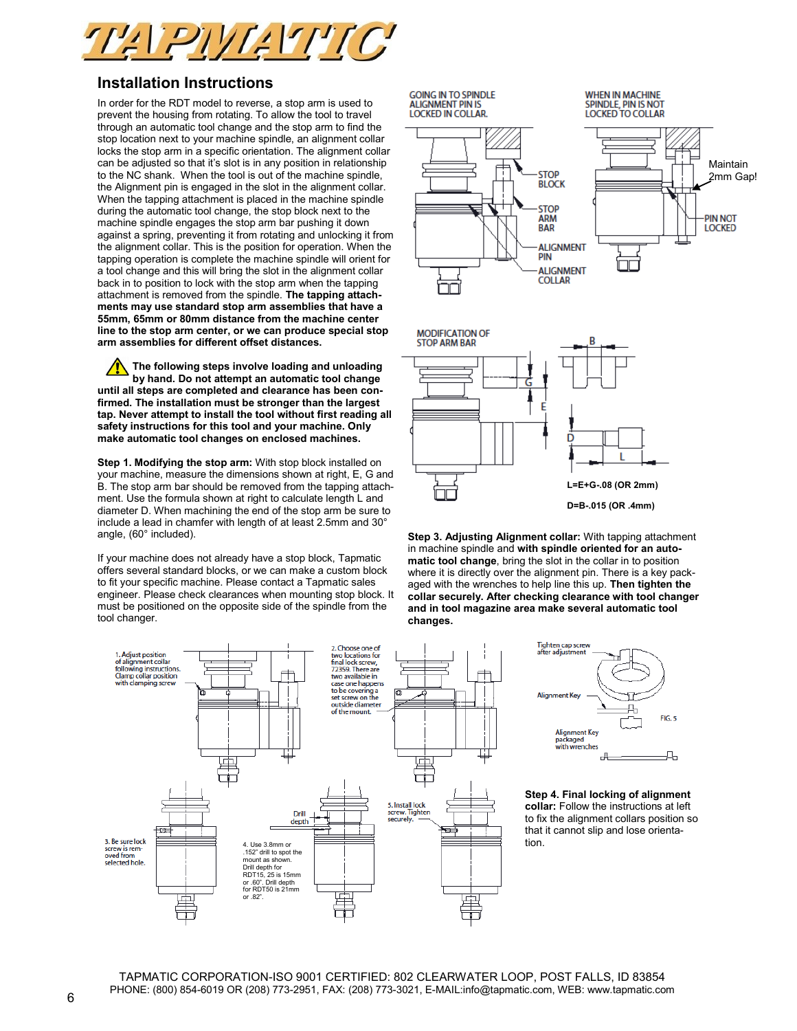# TAPMATIC

## Installation Instructions

In order for the RDT model to reverse, a stop arm is used to prevent the housing from rotating. To allow the tool to travel through an automatic tool change and the stop arm to find the stop location next to your machine spindle, an alignment collar locks the stop arm in a specific orientation. The alignment collar can be adjusted so that it's slot is in any position in relationship to the NC shank. When the tool is out of the machine spindle, the Alignment pin is engaged in the slot in the alignment collar. When the tapping attachment is placed in the machine spindle during the automatic tool change, the stop block next to the machine spindle engages the stop arm bar pushing it down against a spring, preventing it from rotating and unlocking it from the alignment collar. This is the position for operation. When the tapping operation is complete the machine spindle will orient for a tool change and this will bring the slot in the alignment collar back in to position to lock with the stop arm when the tapping attachment is removed from the spindle. **The tapping attachments may use standard stop arm assemblies that have a 55mm, 65mm or 80mm distance from the machine center line to the stop arm center, or we can produce special stop arm assemblies for different offset distances.**

GOING IN TO SPINDLE ALIGNMENT PIN IS LOCKED IN COLLAR.

WHEN IN MACHINE SPINDLE, PIN IS NOT LOCKED TO COLLAR

STOP BLOCK

STOP ARM BAR

ALIGNMENT PIN

ALIGNMENT COLLAR

Maintain 2mm Gap!

PIN NOT LOCKED

⚠ **The following steps involve loading and unloading by hand. Do not attempt an automatic tool change until all steps are completed and clearance has been confirmed. The installation must be stronger than the largest tap. Never attempt to install the tool without first reading all safety instructions for this tool and your machine. Only make automatic tool changes on enclosed machines.**

**Step 1. Modifying the stop arm:** With stop block installed on your machine, measure the dimensions shown at right, E, G and B. The stop arm bar should be removed from the tapping attachment. Use the formula shown at right to calculate length L and diameter D. When machining the end of the stop arm be sure to include a lead in chamfer with length of at least 2.5mm and 30° angle, (60° included).

MODIFICATION OF STOP ARM BAR

**L=E+G-.08 (OR 2mm)**

**D=B-.015 (OR .4mm)**

If your machine does not already have a stop block, Tapmatic offers several standard blocks, or we can make a custom block to fit your specific machine. Please contact a Tapmatic sales engineer. Please check clearances when mounting stop block. It must be positioned on the opposite side of the spindle from the tool changer.

**Step 3. Adjusting Alignment collar:** With tapping attachment in machine spindle and **with spindle oriented for an automatic tool change**, bring the slot in the collar in to position where it is directly over the alignment pin. There is a key packaged with the wrenches to help line this up. **Then tighten the collar securely. After checking clearance with tool changer and in tool magazine area make several automatic tool changes.**

1. Adjust position of alignment collar following instructions. Clamp collar position with clamping screw

2. Choose one of two locations for final lock screw, 72359. There are two available in case one happens to be covering a set screw on the outside diameter of the mount.

3. Be sure lock screw is removed from selected hole.

4. Use 3.8mm or .152" drill to spot the mount as shown. Drill depth for RDT15, 25 is 15mm or .60". Drill depth for RDT50 is 21mm or .82".

Drill depth

5. Install lock screw. Tighten securely.

Tighten cap screw after adjustment

Alignment Key

FIG. 5

Alignment Key packaged with wrenches

**Step 4. Final locking of alignment collar:** Follow the instructions at left to fix the alignment collars position so that it cannot slip and lose orientation.

TAPMATIC CORPORATION-ISO 9001 CERTIFIED: 802 CLEARWATER LOOP, POST FALLS, ID 83854
PHONE: (800) 854-6019 OR (208) 773-2951, FAX: (208) 773-3021, E-MAIL:info@tapmatic.com, WEB: www.tapmatic.com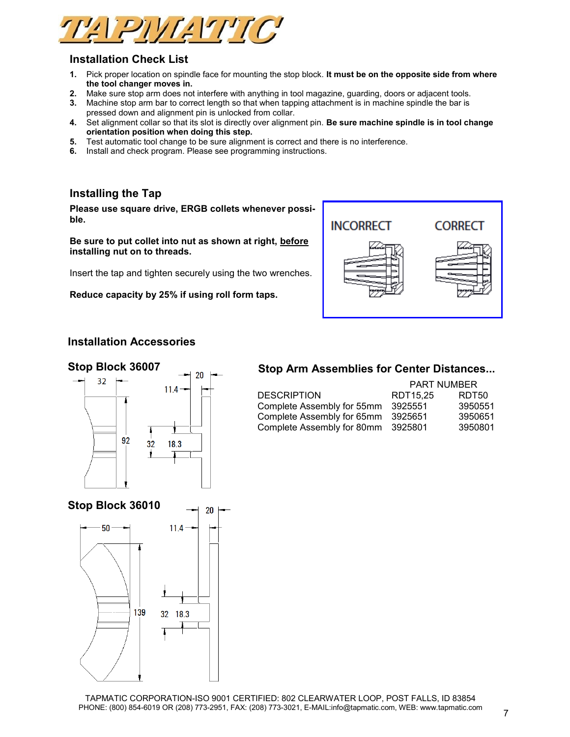## Installation Check List

1. Pick proper location on spindle face for mounting the stop block. **It must be on the opposite side from where the tool changer moves in.**
2. Make sure stop arm does not interfere with anything in tool magazine, guarding, doors or adjacent tools.
3. Machine stop arm bar to correct length so that when tapping attachment is in machine spindle the bar is pressed down and alignment pin is unlocked from collar.
4. Set alignment collar so that its slot is directly over alignment pin. **Be sure machine spindle is in tool change orientation position when doing this step.**
5. Test automatic tool change to be sure alignment is correct and there is no interference.
6. Install and check program. Please see programming instructions.

## Installing the Tap

**Please use square drive, ERGB collets whenever possible.**

**Be sure to put collet into nut as shown at right, <u>before</u> installing nut on to threads.**

Insert the tap and tighten securely using the two wrenches.

**Reduce capacity by 25% if using roll form taps.**

INCORRECT CORRECT

## Installation Accessories

### Stop Block 36007

32, 92, 20, 11.4, 32, 18.3

### Stop Block 36010

50, 139, 20, 11.4, 32, 18.3

### Stop Arm Assemblies for Center Distances...

| | PART NUMBER | |
|---|---|---|
| DESCRIPTION | RDT15,25 | RDT50 |
| Complete Assembly for 55mm | 3925551 | 3950551 |
| Complete Assembly for 65mm | 3925651 | 3950651 |
| Complete Assembly for 80mm | 3925801 | 3950801 |

TAPMATIC CORPORATION-ISO 9001 CERTIFIED: 802 CLEARWATER LOOP, POST FALLS, ID 83854
PHONE: (800) 854-6019 OR (208) 773-2951, FAX: (208) 773-3021, E-MAIL:info@tapmatic.com, WEB: www.tapmatic.com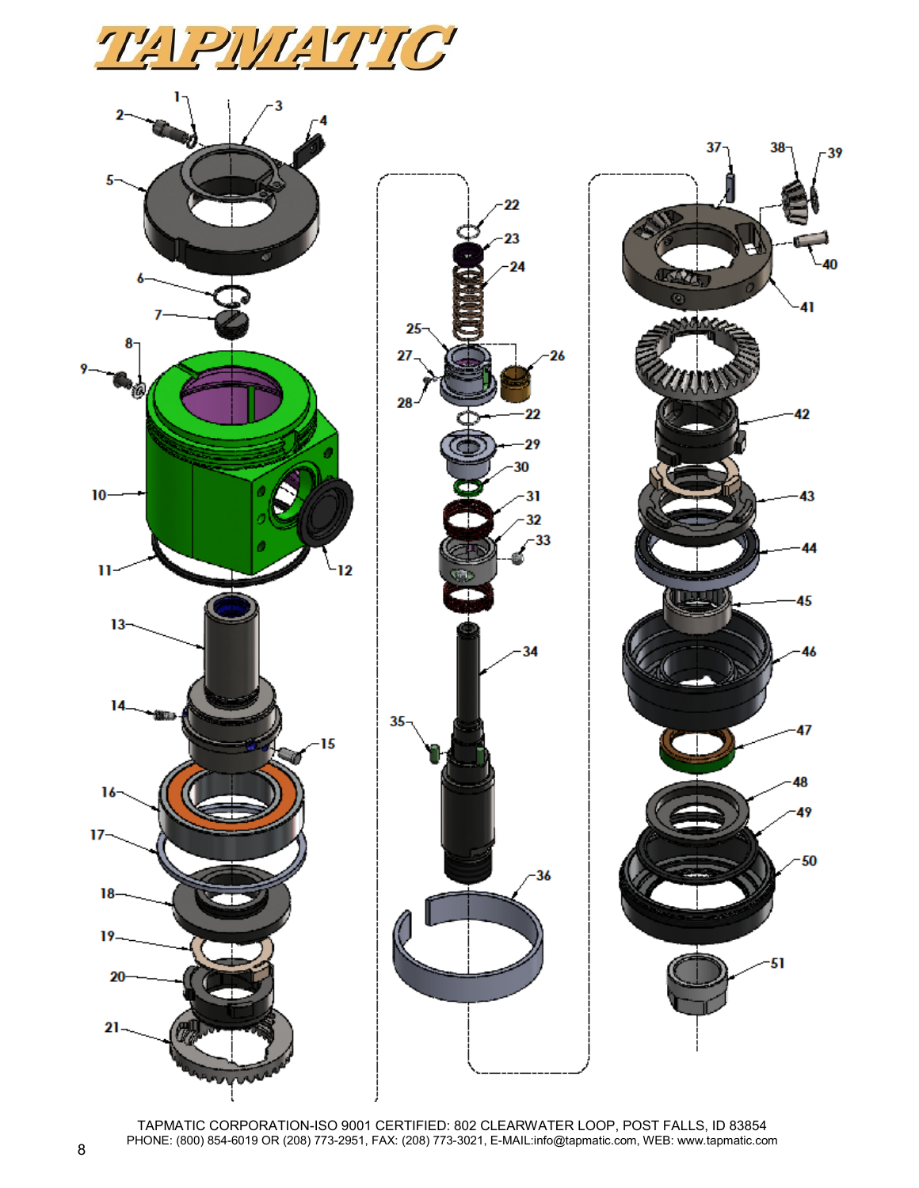# TAPMATIC

1
2
3
4
5
6
7
8
9
10
11
12
13
14
15
16
17
18
19
20
21
22
23
24
25
26
27
28
29
30
31
32
33
34
35
36
37
38
39
40
41
42
43
44
45
46
47
48
49
50
51

TAPMATIC CORPORATION-ISO 9001 CERTIFIED: 802 CLEARWATER LOOP, POST FALLS, ID 83854
PHONE: (800) 854-6019 OR (208) 773-2951, FAX: (208) 773-3021, E-MAIL:info@tapmatic.com, WEB: www.tapmatic.com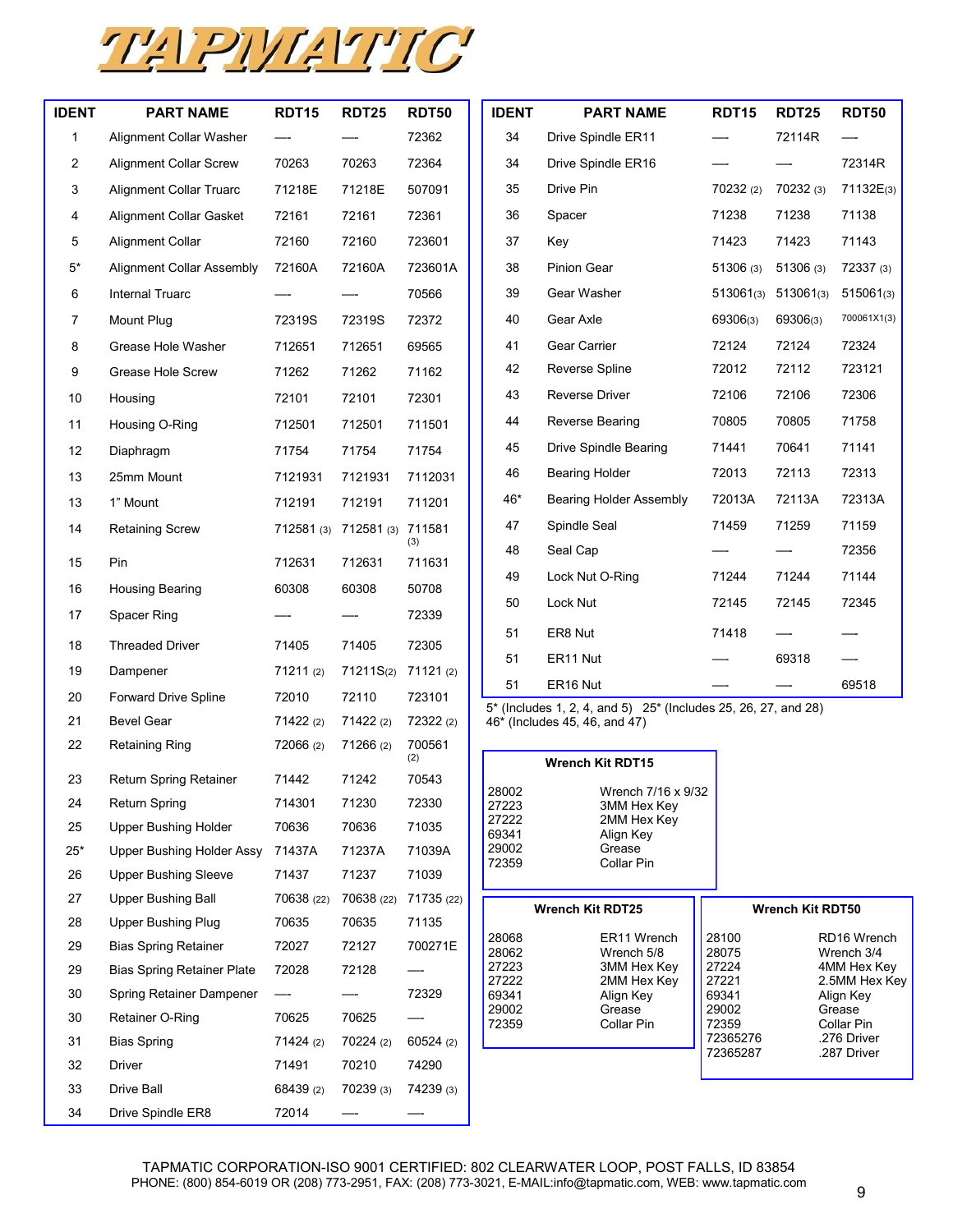# TAPMATIC

| IDENT | PART NAME | RDT15 | RDT25 | RDT50 |
|---|---|---|---|---|
| 1 | Alignment Collar Washer | ---- | ---- | 72362 |
| 2 | Alignment Collar Screw | 70263 | 70263 | 72364 |
| 3 | Alignment Collar Truarc | 71218E | 71218E | 507091 |
| 4 | Alignment Collar Gasket | 72161 | 72161 | 72361 |
| 5 | Alignment Collar | 72160 | 72160 | 723601 |
| 5* | Alignment Collar Assembly | 72160A | 72160A | 723601A |
| 6 | Internal Truarc | ---- | ---- | 70566 |
| 7 | Mount Plug | 72319S | 72319S | 72372 |
| 8 | Grease Hole Washer | 712651 | 712651 | 69565 |
| 9 | Grease Hole Screw | 71262 | 71262 | 71162 |
| 10 | Housing | 72101 | 72101 | 72301 |
| 11 | Housing O-Ring | 712501 | 712501 | 711501 |
| 12 | Diaphragm | 71754 | 71754 | 71754 |
| 13 | 25mm Mount | 7121931 | 7121931 | 7112031 |
| 13 | 1" Mount | 712191 | 712191 | 711201 |
| 14 | Retaining Screw | 712581 (3) | 712581 (3) | 711581 (3) |
| 15 | Pin | 712631 | 712631 | 711631 |
| 16 | Housing Bearing | 60308 | 60308 | 50708 |
| 17 | Spacer Ring | ---- | ---- | 72339 |
| 18 | Threaded Driver | 71405 | 71405 | 72305 |
| 19 | Dampener | 71211 (2) | 71211S(2) | 71121 (2) |
| 20 | Forward Drive Spline | 72010 | 72110 | 723101 |
| 21 | Bevel Gear | 71422 (2) | 71422 (2) | 72322 (2) |
| 22 | Retaining Ring | 72066 (2) | 71266 (2) | 700561 (2) |
| 23 | Return Spring Retainer | 71442 | 71242 | 70543 |
| 24 | Return Spring | 714301 | 71230 | 72330 |
| 25 | Upper Bushing Holder | 70636 | 70636 | 71035 |
| 25* | Upper Bushing Holder Assy | 71437A | 71237A | 71039A |
| 26 | Upper Bushing Sleeve | 71437 | 71237 | 71039 |
| 27 | Upper Bushing Ball | 70638 (22) | 70638 (22) | 71735 (22) |
| 28 | Upper Bushing Plug | 70635 | 70635 | 71135 |
| 29 | Bias Spring Retainer | 72027 | 72127 | 700271E |
| 29 | Bias Spring Retainer Plate | 72028 | 72128 | ---- |
| 30 | Spring Retainer Dampener | ---- | ---- | 72329 |
| 30 | Retainer O-Ring | 70625 | 70625 | ---- |
| 31 | Bias Spring | 71424 (2) | 70224 (2) | 60524 (2) |
| 32 | Driver | 71491 | 70210 | 74290 |
| 33 | Drive Ball | 68439 (2) | 70239 (3) | 74239 (3) |
| 34 | Drive Spindle ER8 | 72014 | ---- | ---- |
| 34 | Drive Spindle ER11 | ---- | 72114R | ---- |
| 34 | Drive Spindle ER16 | ---- | ---- | 72314R |
| 35 | Drive Pin | 70232 (2) | 70232 (3) | 71132E(3) |
| 36 | Spacer | 71238 | 71238 | 71138 |
| 37 | Key | 71423 | 71423 | 71143 |
| 38 | Pinion Gear | 51306 (3) | 51306 (3) | 72337 (3) |
| 39 | Gear Washer | 513061(3) | 513061(3) | 515061(3) |
| 40 | Gear Axle | 69306(3) | 69306(3) | 700061X1(3) |
| 41 | Gear Carrier | 72124 | 72124 | 72324 |
| 42 | Reverse Spline | 72012 | 72112 | 723121 |
| 43 | Reverse Driver | 72106 | 72106 | 72306 |
| 44 | Reverse Bearing | 70805 | 70805 | 71758 |
| 45 | Drive Spindle Bearing | 71441 | 70641 | 71141 |
| 46 | Bearing Holder | 72013 | 72113 | 72313 |
| 46* | Bearing Holder Assembly | 72013A | 72113A | 72313A |
| 47 | Spindle Seal | 71459 | 71259 | 71159 |
| 48 | Seal Cap | ---- | ---- | 72356 |
| 49 | Lock Nut O-Ring | 71244 | 71244 | 71144 |
| 50 | Lock Nut | 72145 | 72145 | 72345 |
| 51 | ER8 Nut | 71418 | ---- | ---- |
| 51 | ER11 Nut | ---- | 69318 | ---- |
| 51 | ER16 Nut | ---- | ---- | 69518 |

5* (Includes 1, 2, 4, and 5) 25* (Includes 25, 26, 27, and 28)
46* (Includes 45, 46, and 47)

| Wrench Kit RDT15 | |
|---|---|
| 28002 | Wrench 7/16 x 9/32 |
| 27223 | 3MM Hex Key |
| 27222 | 2MM Hex Key |
| 69341 | Align Key |
| 29002 | Grease |
| 72359 | Collar Pin |

| Wrench Kit RDT25 | |
|---|---|
| 28068 | ER11 Wrench |
| 28062 | Wrench 5/8 |
| 27223 | 3MM Hex Key |
| 27222 | 2MM Hex Key |
| 69341 | Align Key |
| 29002 | Grease |
| 72359 | Collar Pin |

| Wrench Kit RDT50 | |
|---|---|
| 28100 | RD16 Wrench |
| 28075 | Wrench 3/4 |
| 27224 | 4MM Hex Key |
| 27221 | 2.5MM Hex Key |
| 69341 | Align Key |
| 29002 | Grease |
| 72359 | Collar Pin |
| 72365276 | .276 Driver |
| 72365287 | .287 Driver |

TAPMATIC CORPORATION-ISO 9001 CERTIFIED: 802 CLEARWATER LOOP, POST FALLS, ID 83854
PHONE: (800) 854-6019 OR (208) 773-2951, FAX: (208) 773-3021, E-MAIL:info@tapmatic.com, WEB: www.tapmatic.com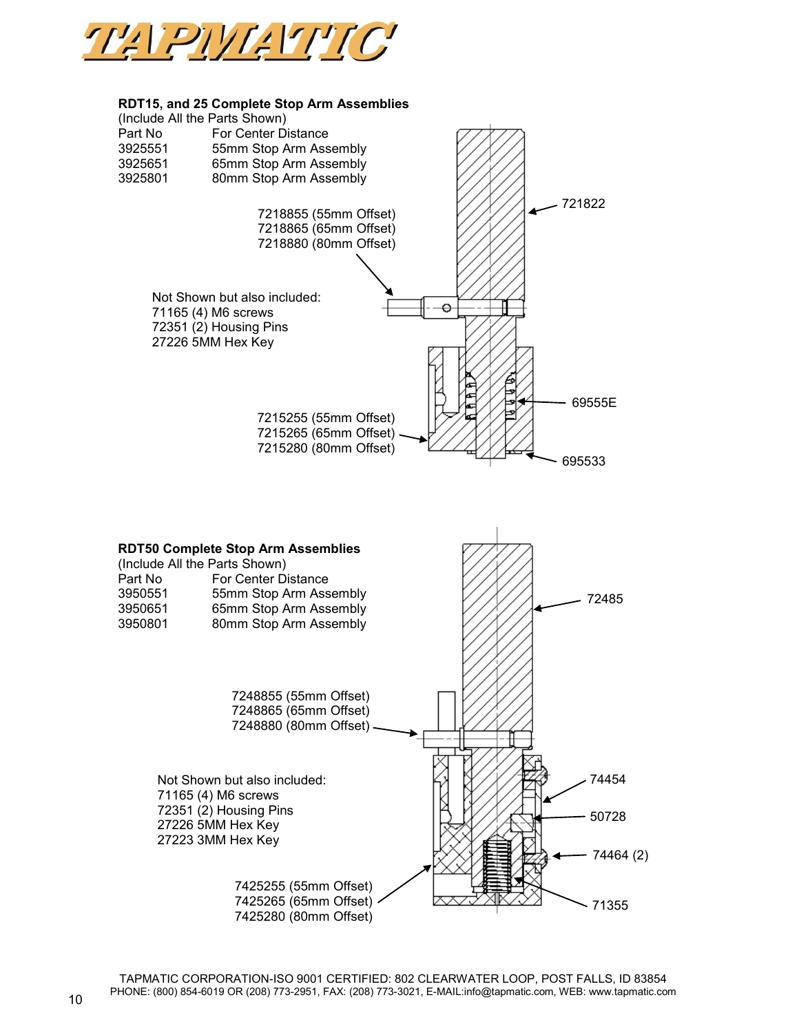### RDT15, and 25 Complete Stop Arm Assemblies

(Include All the Parts Shown)

| Part No | For Center Distance |
|---|---|
| 3925551 | 55mm Stop Arm Assembly |
| 3925651 | 65mm Stop Arm Assembly |
| 3925801 | 80mm Stop Arm Assembly |

721822

7218855 (55mm Offset)
7218865 (65mm Offset)
7218880 (80mm Offset)

Not Shown but also included:
71165 (4) M6 screws
72351 (2) Housing Pins
27226 5MM Hex Key

69555E

7215255 (55mm Offset)
7215265 (65mm Offset)
7215280 (80mm Offset)

695533

### RDT50 Complete Stop Arm Assemblies

(Include All the Parts Shown)

| Part No | For Center Distance |
|---|---|
| 3950551 | 55mm Stop Arm Assembly |
| 3950651 | 65mm Stop Arm Assembly |
| 3950801 | 80mm Stop Arm Assembly |

72485

7248855 (55mm Offset)
7248865 (65mm Offset)
7248880 (80mm Offset)

Not Shown but also included:
71165 (4) M6 screws
72351 (2) Housing Pins
27226 5MM Hex Key
27223 3MM Hex Key

74454

50728

74464 (2)

7425255 (55mm Offset)
7425265 (65mm Offset)
7425280 (80mm Offset)

71355

TAPMATIC CORPORATION-ISO 9001 CERTIFIED: 802 CLEARWATER LOOP, POST FALLS, ID 83854
PHONE: (800) 854-6019 OR (208) 773-2951, FAX: (208) 773-3021, E-MAIL:info@tapmatic.com, WEB: www.tapmatic.com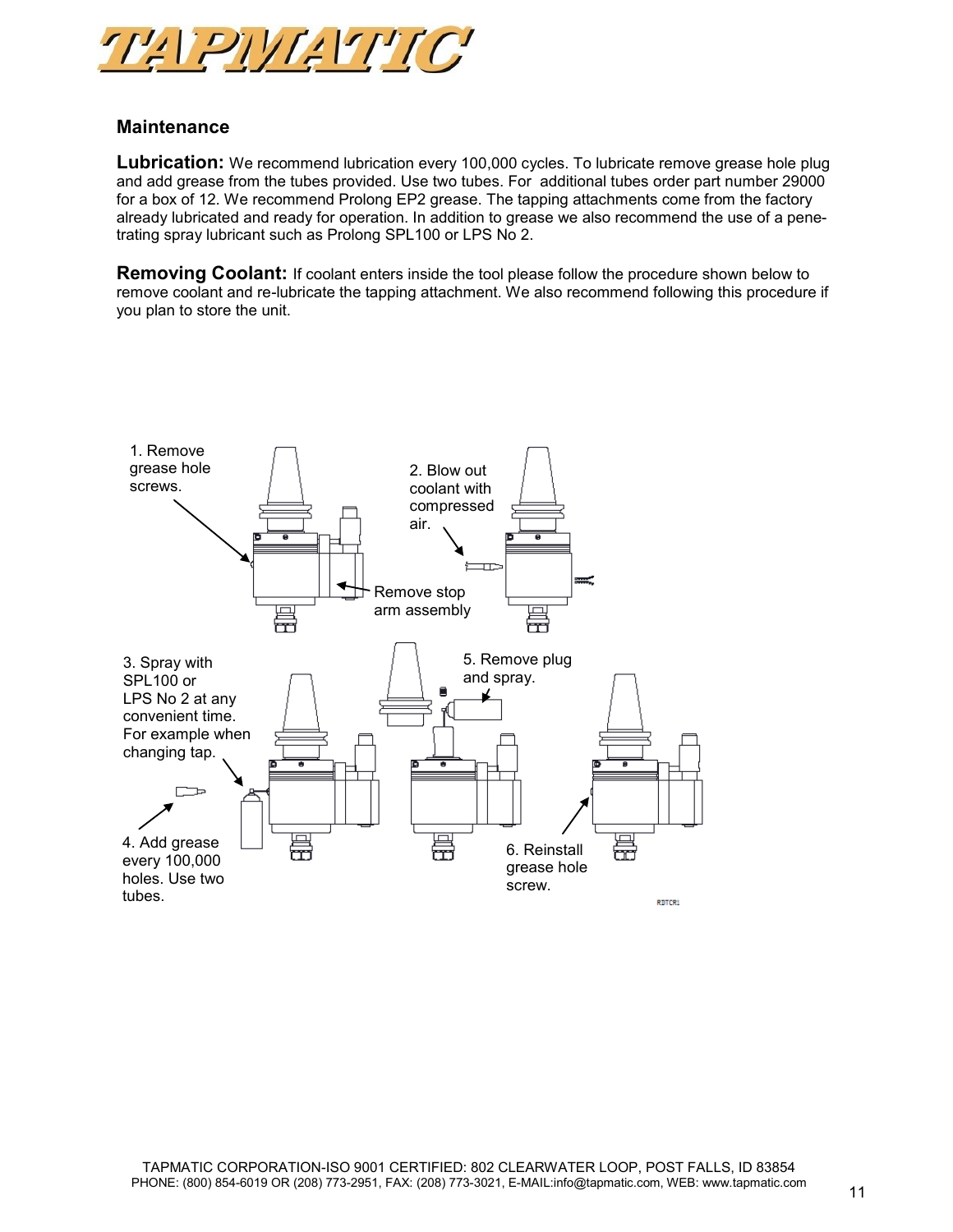## Maintenance

**Lubrication:** We recommend lubrication every 100,000 cycles. To lubricate remove grease hole plug and add grease from the tubes provided. Use two tubes. For additional tubes order part number 29000 for a box of 12. We recommend Prolong EP2 grease. The tapping attachments come from the factory already lubricated and ready for operation. In addition to grease we also recommend the use of a penetrating spray lubricant such as Prolong SPL100 or LPS No 2.

**Removing Coolant:** If coolant enters inside the tool please follow the procedure shown below to remove coolant and re-lubricate the tapping attachment. We also recommend following this procedure if you plan to store the unit.

1. Remove grease hole screws.

Remove stop arm assembly

2. Blow out coolant with compressed air.

3. Spray with SPL100 or LPS No 2 at any convenient time. For example when changing tap.

4. Add grease every 100,000 holes. Use two tubes.

5. Remove plug and spray.

6. Reinstall grease hole screw.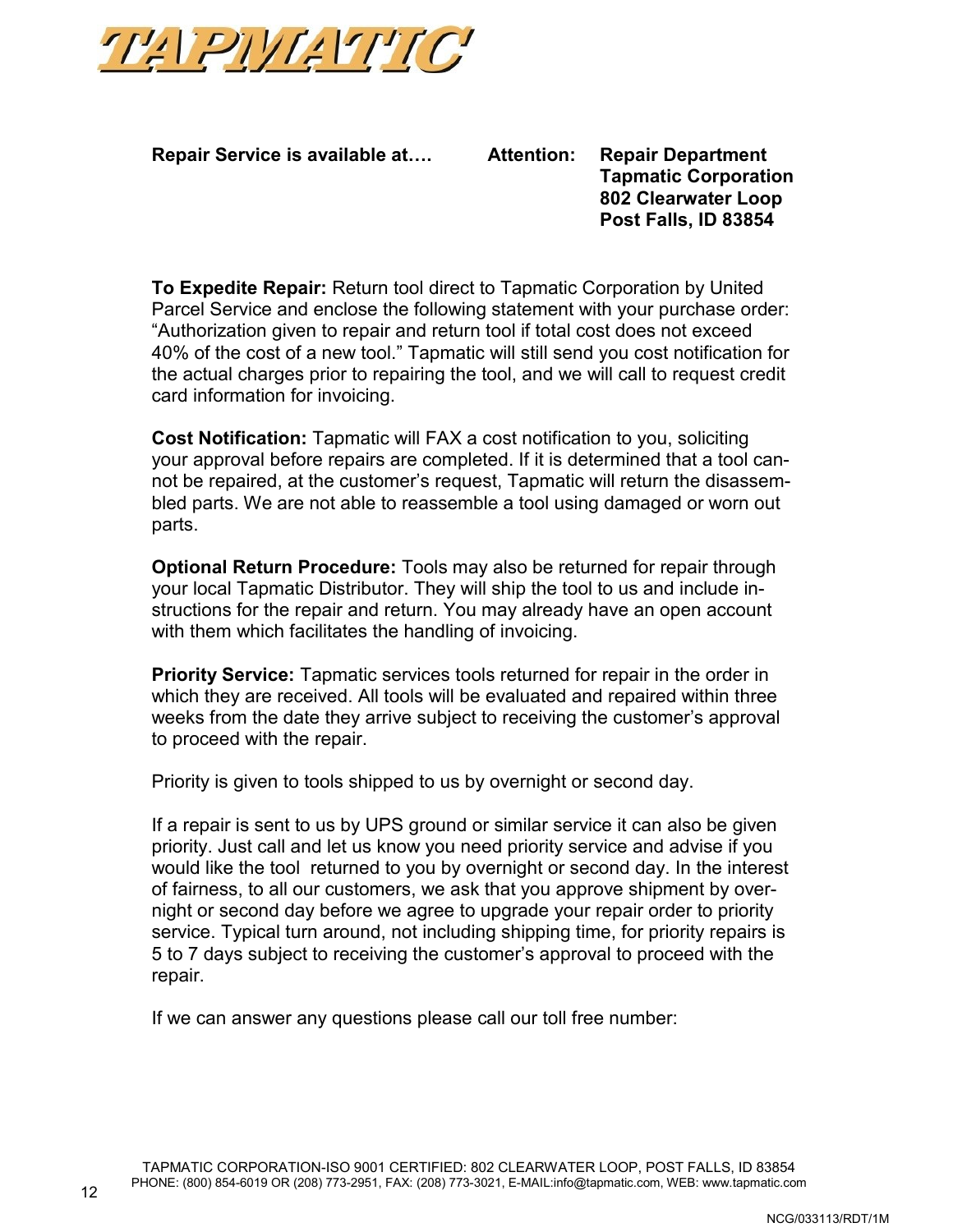# TAPMATIC

**Repair Service is available at….** **Attention:** **Repair Department**
**Tapmatic Corporation**
**802 Clearwater Loop**
**Post Falls, ID 83854**

**To Expedite Repair:** Return tool direct to Tapmatic Corporation by United Parcel Service and enclose the following statement with your purchase order: "Authorization given to repair and return tool if total cost does not exceed 40% of the cost of a new tool." Tapmatic will still send you cost notification for the actual charges prior to repairing the tool, and we will call to request credit card information for invoicing.

**Cost Notification:** Tapmatic will FAX a cost notification to you, soliciting your approval before repairs are completed. If it is determined that a tool cannot be repaired, at the customer's request, Tapmatic will return the disassembled parts. We are not able to reassemble a tool using damaged or worn out parts.

**Optional Return Procedure:** Tools may also be returned for repair through your local Tapmatic Distributor. They will ship the tool to us and include instructions for the repair and return. You may already have an open account with them which facilitates the handling of invoicing.

**Priority Service:** Tapmatic services tools returned for repair in the order in which they are received. All tools will be evaluated and repaired within three weeks from the date they arrive subject to receiving the customer's approval to proceed with the repair.

Priority is given to tools shipped to us by overnight or second day.

If a repair is sent to us by UPS ground or similar service it can also be given priority. Just call and let us know you need priority service and advise if you would like the tool returned to you by overnight or second day. In the interest of fairness, to all our customers, we ask that you approve shipment by overnight or second day before we agree to upgrade your repair order to priority service. Typical turn around, not including shipping time, for priority repairs is 5 to 7 days subject to receiving the customer's approval to proceed with the repair.

If we can answer any questions please call our toll free number:

TAPMATIC CORPORATION-ISO 9001 CERTIFIED: 802 CLEARWATER LOOP, POST FALLS, ID 83854
PHONE: (800) 854-6019 OR (208) 773-2951, FAX: (208) 773-3021, E-MAIL:info@tapmatic.com, WEB: www.tapmatic.com

NCG/033113/RDT/1M